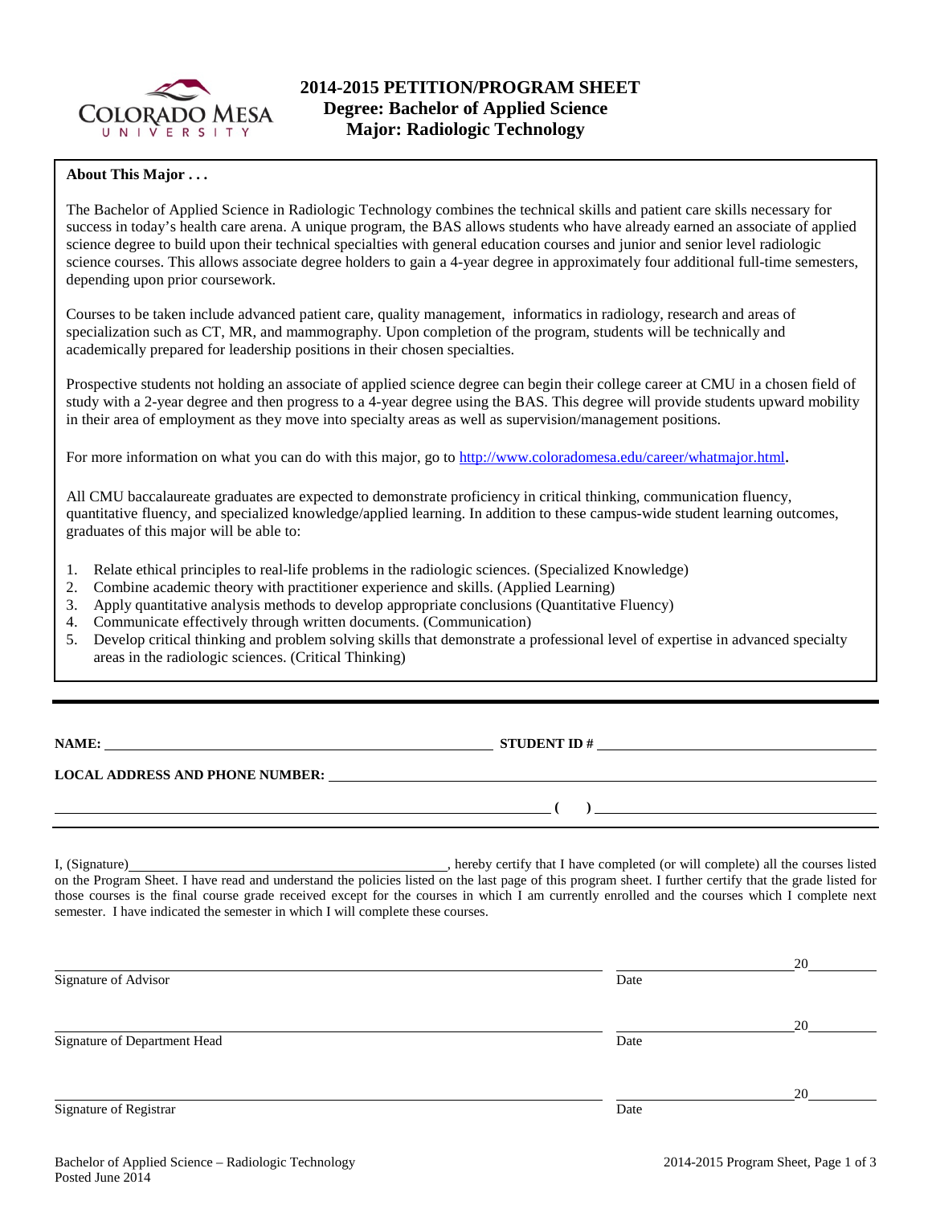# 2014-2015 PETITION/PROGRAM SHEET
## Degree: Bachelor of Applied Science
## Major: Radiologic Technology

**About This Major . . .**

The Bachelor of Applied Science in Radiologic Technology combines the technical skills and patient care skills necessary for success in today's health care arena. A unique program, the BAS allows students who have already earned an associate of applied science degree to build upon their technical specialties with general education courses and junior and senior level radiologic science courses. This allows associate degree holders to gain a 4-year degree in approximately four additional full-time semesters, depending upon prior coursework.

Courses to be taken include advanced patient care, quality management, informatics in radiology, research and areas of specialization such as CT, MR, and mammography. Upon completion of the program, students will be technically and academically prepared for leadership positions in their chosen specialties.

Prospective students not holding an associate of applied science degree can begin their college career at CMU in a chosen field of study with a 2-year degree and then progress to a 4-year degree using the BAS. This degree will provide students upward mobility in their area of employment as they move into specialty areas as well as supervision/management positions.

For more information on what you can do with this major, go to http://www.coloradomesa.edu/career/whatmajor.html.

All CMU baccalaureate graduates are expected to demonstrate proficiency in critical thinking, communication fluency, quantitative fluency, and specialized knowledge/applied learning. In addition to these campus-wide student learning outcomes, graduates of this major will be able to:

1. Relate ethical principles to real-life problems in the radiologic sciences. (Specialized Knowledge)
2. Combine academic theory with practitioner experience and skills. (Applied Learning)
3. Apply quantitative analysis methods to develop appropriate conclusions (Quantitative Fluency)
4. Communicate effectively through written documents. (Communication)
5. Develop critical thinking and problem solving skills that demonstrate a professional level of expertise in advanced specialty areas in the radiologic sciences. (Critical Thinking)

---

**NAME:** ______________________ **STUDENT ID #** ______________________

**LOCAL ADDRESS AND PHONE NUMBER:** ______________________

______________________ **( )** ______________________

I, (Signature) ______________________, hereby certify that I have completed (or will complete) all the courses listed on the Program Sheet. I have read and understand the policies listed on the last page of this program sheet. I further certify that the grade listed for those courses is the final course grade received except for the courses in which I am currently enrolled and the courses which I complete next semester. I have indicated the semester in which I will complete these courses.

______________________ ______________ 20______
Signature of Advisor Date

______________________ ______________ 20______
Signature of Department Head Date

______________________ ______________ 20______
Signature of Registrar Date

Bachelor of Applied Science – Radiologic Technology
Posted June 2014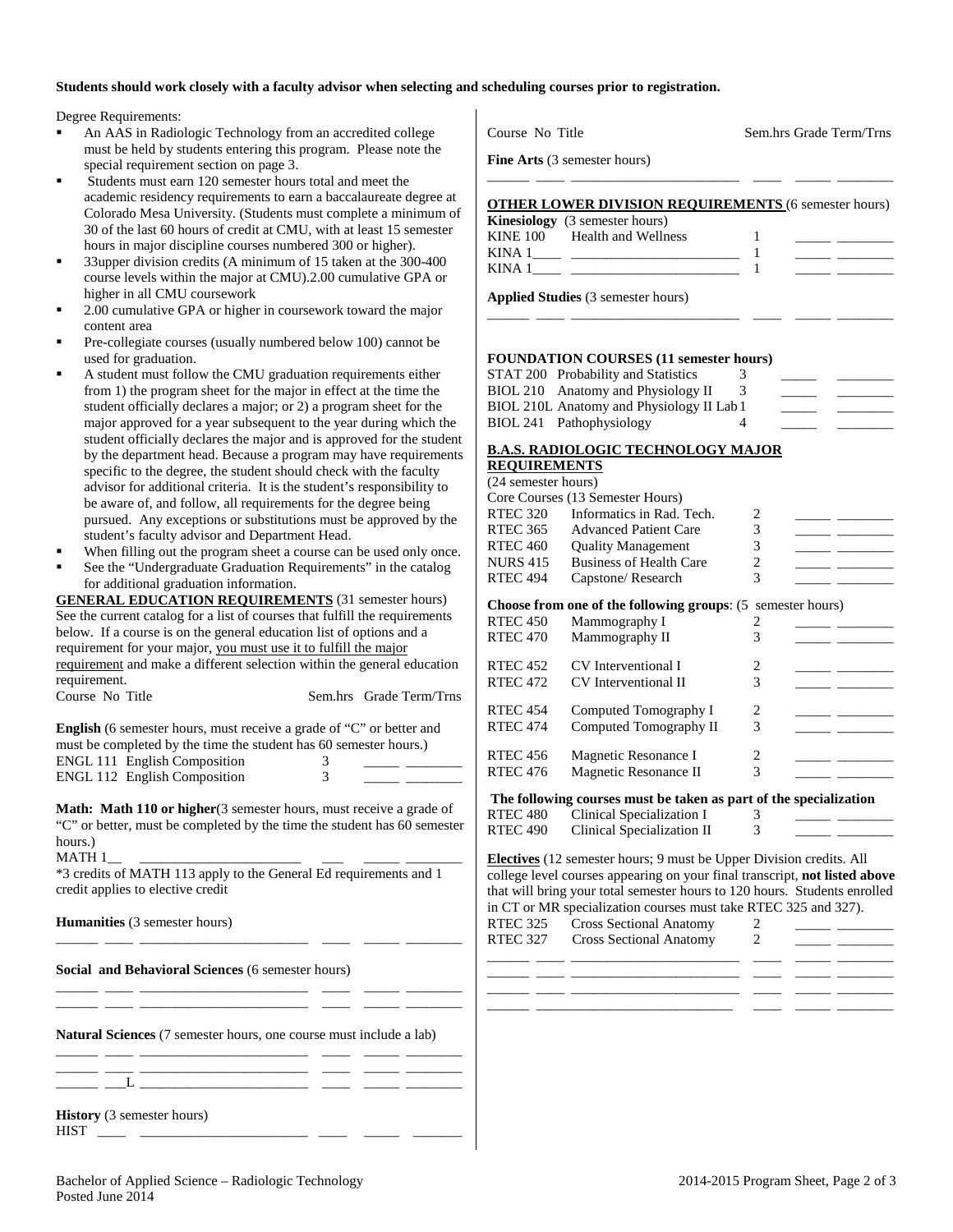**Students should work closely with a faculty advisor when selecting and scheduling courses prior to registration.**

Degree Requirements:

- An AAS in Radiologic Technology from an accredited college must be held by students entering this program. Please note the special requirement section on page 3.
- Students must earn 120 semester hours total and meet the academic residency requirements to earn a baccalaureate degree at Colorado Mesa University. (Students must complete a minimum of 30 of the last 60 hours of credit at CMU, with at least 15 semester hours in major discipline courses numbered 300 or higher).
- 33upper division credits (A minimum of 15 taken at the 300-400 course levels within the major at CMU).2.00 cumulative GPA or higher in all CMU coursework
- 2.00 cumulative GPA or higher in coursework toward the major content area
- Pre-collegiate courses (usually numbered below 100) cannot be used for graduation.
- A student must follow the CMU graduation requirements either from 1) the program sheet for the major in effect at the time the student officially declares a major; or 2) a program sheet for the major approved for a year subsequent to the year during which the student officially declares the major and is approved for the student by the department head. Because a program may have requirements specific to the degree, the student should check with the faculty advisor for additional criteria. It is the student's responsibility to be aware of, and follow, all requirements for the degree being pursued. Any exceptions or substitutions must be approved by the student's faculty advisor and Department Head.
- When filling out the program sheet a course can be used only once.
- See the "Undergraduate Graduation Requirements" in the catalog for additional graduation information.

**GENERAL EDUCATION REQUIREMENTS** (31 semester hours) See the current catalog for a list of courses that fulfill the requirements below. If a course is on the general education list of options and a requirement for your major, you must use it to fulfill the major requirement and make a different selection within the general education requirement.

| Course No | Title | Sem.hrs | Grade | Term/Trns |
|---|---|---|---|---|

**English** (6 semester hours, must receive a grade of "C" or better and must be completed by the time the student has 60 semester hours.)

| Course No | Title | Sem.hrs | Grade | Term/Trns |
|---|---|---|---|---|
| ENGL 111 | English Composition | 3 | | |
| ENGL 112 | English Composition | 3 | | |

**Math: Math 110 or higher**(3 semester hours, must receive a grade of "C" or better, must be completed by the time the student has 60 semester hours.)

MATH 1__ ______________________ ___ _____ ________

*3 credits of MATH 113 apply to the General Ed requirements and 1 credit applies to elective credit

**Humanities** (3 semester hours)

______ ____ ______________________ ____ _____ ________

**Social and Behavioral Sciences** (6 semester hours)

______ ____ ______________________ ____ _____ ________
______ ____ ______________________ ____ _____ ________

**Natural Sciences** (7 semester hours, one course must include a lab)

______ ____ ______________________ ____ _____ ________
______ ____ ______________________ ____ _____ ________
______ ___L ______________________ ____ _____ ________

**History** (3 semester hours)

HIST ____ ______________________ ____ _____ ________

| Course No | Title | Sem.hrs | Grade | Term/Trns |
|---|---|---|---|---|

**Fine Arts** (3 semester hours)

______ ____ ______________________ ____ _____ ________

**OTHER LOWER DIVISION REQUIREMENTS** (6 semester hours)

**Kinesiology** (3 semester hours)

| Course No | Title | Sem.hrs | Grade | Term/Trns |
|---|---|---|---|---|
| KINE 100 | Health and Wellness | 1 | | |
| KINA 1____ | | 1 | | |
| KINA 1____ | | 1 | | |

**Applied Studies** (3 semester hours)

______ ____ ______________________ ____ _____ ________

**FOUNDATION COURSES (11 semester hours)**

| Course No | Title | Sem.hrs | Grade | Term/Trns |
|---|---|---|---|---|
| STAT 200 | Probability and Statistics | 3 | | |
| BIOL 210 | Anatomy and Physiology II | 3 | | |
| BIOL 210L | Anatomy and Physiology II Lab | 1 | | |
| BIOL 241 | Pathophysiology | 4 | | |

**B.A.S. RADIOLOGIC TECHNOLOGY MAJOR REQUIREMENTS**

(24 semester hours)

Core Courses (13 Semester Hours)

| Course No | Title | Sem.hrs | Grade | Term/Trns |
|---|---|---|---|---|
| RTEC 320 | Informatics in Rad. Tech. | 2 | | |
| RTEC 365 | Advanced Patient Care | 3 | | |
| RTEC 460 | Quality Management | 3 | | |
| NURS 415 | Business of Health Care | 2 | | |
| RTEC 494 | Capstone/ Research | 3 | | |

**Choose from one of the following groups**: (5 semester hours)

| Course No | Title | Sem.hrs | Grade | Term/Trns |
|---|---|---|---|---|
| RTEC 450 | Mammography I | 2 | | |
| RTEC 470 | Mammography II | 3 | | |
| RTEC 452 | CV Interventional I | 2 | | |
| RTEC 472 | CV Interventional II | 3 | | |
| RTEC 454 | Computed Tomography I | 2 | | |
| RTEC 474 | Computed Tomography II | 3 | | |
| RTEC 456 | Magnetic Resonance I | 2 | | |
| RTEC 476 | Magnetic Resonance II | 3 | | |

**The following courses must be taken as part of the specialization**

| Course No | Title | Sem.hrs | Grade | Term/Trns |
|---|---|---|---|---|
| RTEC 480 | Clinical Specialization I | 3 | | |
| RTEC 490 | Clinical Specialization II | 3 | | |

**Electives** (12 semester hours; 9 must be Upper Division credits. All college level courses appearing on your final transcript, **not listed above** that will bring your total semester hours to 120 hours. Students enrolled in CT or MR specialization courses must take RTEC 325 and 327).

| Course No | Title | Sem.hrs | Grade | Term/Trns |
|---|---|---|---|---|
| RTEC 325 | Cross Sectional Anatomy | 2 | | |
| RTEC 327 | Cross Sectional Anatomy | 2 | | |
| | | | | |
| | | | | |
| | | | | |
| | | | | |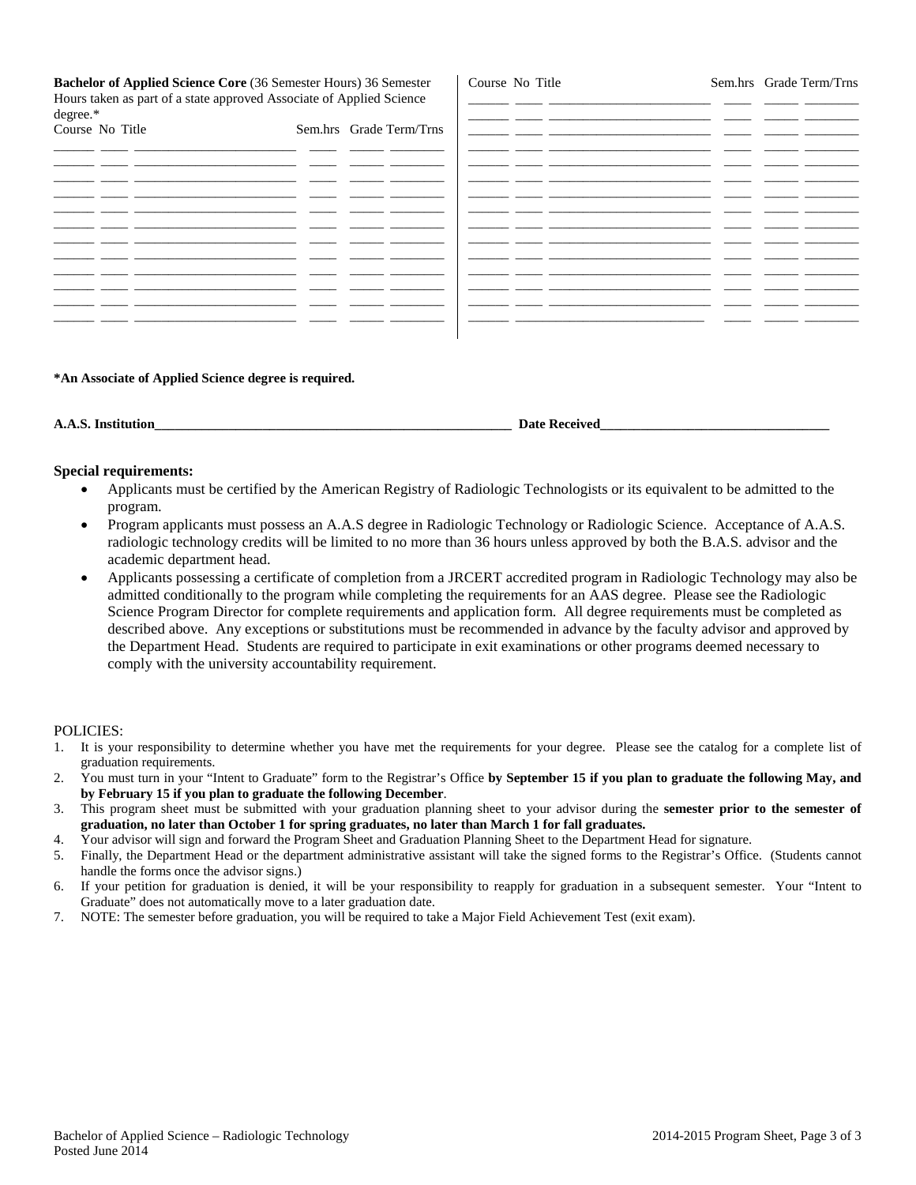**Bachelor of Applied Science Core** (36 Semester Hours) 36 Semester Hours taken as part of a state approved Associate of Applied Science degree.*

| Course | No | Title | Sem.hrs | Grade | Term/Trns |
|---|---|---|---|---|---|
| | | | | | |
| | | | | | |
| | | | | | |
| | | | | | |
| | | | | | |
| | | | | | |
| | | | | | |
| | | | | | |
| | | | | | |
| | | | | | |
| | | | | | |
| | | | | | |
| | | | | | |

| Course | No | Title | Sem.hrs | Grade | Term/Trns |
|---|---|---|---|---|---|
| | | | | | |
| | | | | | |
| | | | | | |
| | | | | | |
| | | | | | |
| | | | | | |
| | | | | | |
| | | | | | |
| | | | | | |
| | | | | | |
| | | | | | |
| | | | | | |
| | | | | | |
| | | | | | |
| | | | | | |

**\*An Associate of Applied Science degree is required.**

**A.A.S. Institution**________________________ **Date Received**________________________

**Special requirements:**

- Applicants must be certified by the American Registry of Radiologic Technologists or its equivalent to be admitted to the program.
- Program applicants must possess an A.A.S degree in Radiologic Technology or Radiologic Science. Acceptance of A.A.S. radiologic technology credits will be limited to no more than 36 hours unless approved by both the B.A.S. advisor and the academic department head.
- Applicants possessing a certificate of completion from a JRCERT accredited program in Radiologic Technology may also be admitted conditionally to the program while completing the requirements for an AAS degree. Please see the Radiologic Science Program Director for complete requirements and application form. All degree requirements must be completed as described above. Any exceptions or substitutions must be recommended in advance by the faculty advisor and approved by the Department Head. Students are required to participate in exit examinations or other programs deemed necessary to comply with the university accountability requirement.

POLICIES:

1. It is your responsibility to determine whether you have met the requirements for your degree. Please see the catalog for a complete list of graduation requirements.
2. You must turn in your "Intent to Graduate" form to the Registrar's Office **by September 15 if you plan to graduate the following May, and by February 15 if you plan to graduate the following December**.
3. This program sheet must be submitted with your graduation planning sheet to your advisor during the **semester prior to the semester of graduation, no later than October 1 for spring graduates, no later than March 1 for fall graduates.**
4. Your advisor will sign and forward the Program Sheet and Graduation Planning Sheet to the Department Head for signature.
5. Finally, the Department Head or the department administrative assistant will take the signed forms to the Registrar's Office. (Students cannot handle the forms once the advisor signs.)
6. If your petition for graduation is denied, it will be your responsibility to reapply for graduation in a subsequent semester. Your "Intent to Graduate" does not automatically move to a later graduation date.
7. NOTE: The semester before graduation, you will be required to take a Major Field Achievement Test (exit exam).